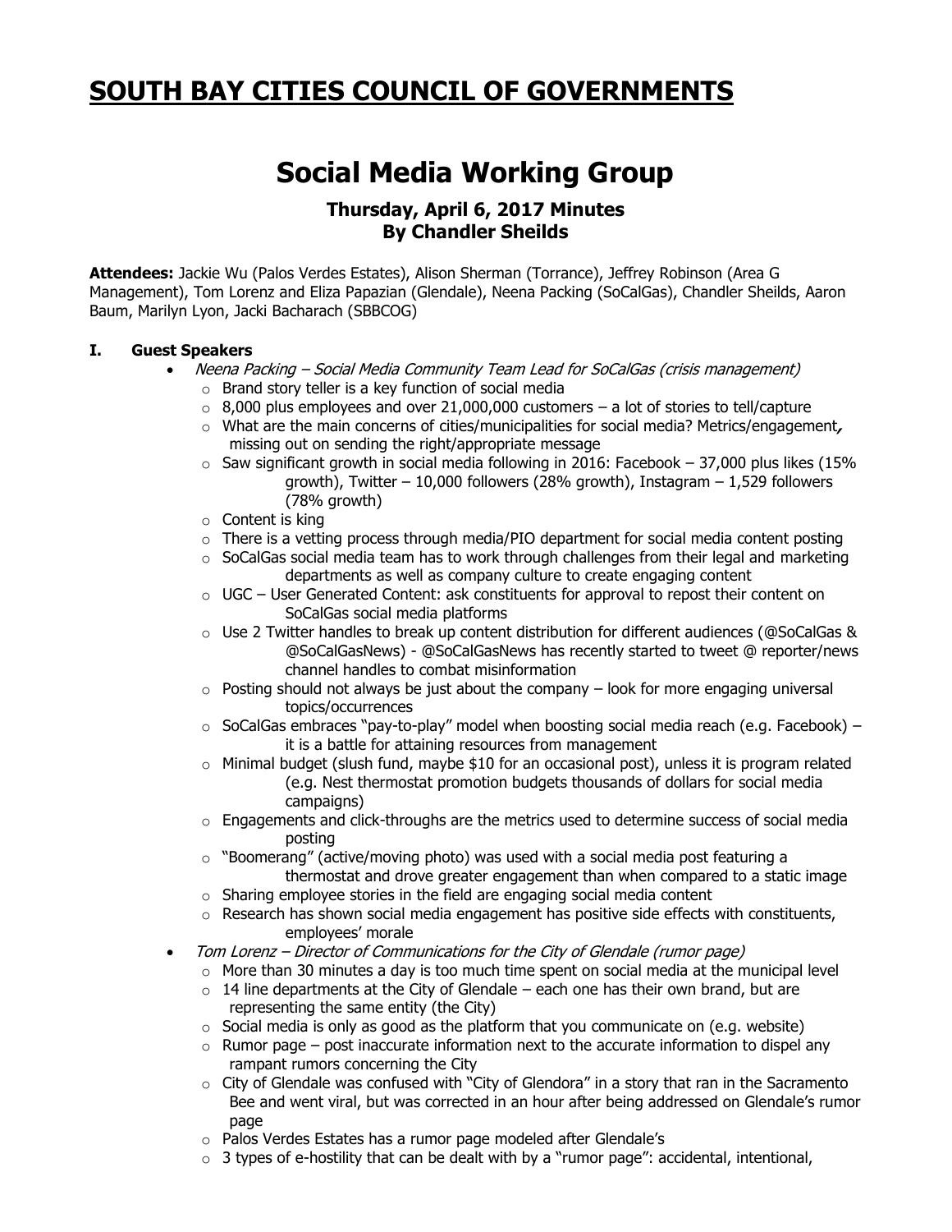# SOUTH BAY CITIES COUNCIL OF GOVERNMENTS

# Social Media Working Group

### Thursday, April 6, 2017 Minutes
### By Chandler Sheilds

**Attendees:** Jackie Wu (Palos Verdes Estates), Alison Sherman (Torrance), Jeffrey Robinson (Area G Management), Tom Lorenz and Eliza Papazian (Glendale), Neena Packing (SoCalGas), Chandler Sheilds, Aaron Baum, Marilyn Lyon, Jacki Bacharach (SBBCOG)

## I. Guest Speakers

- *Neena Packing – Social Media Community Team Lead for SoCalGas (crisis management)*
  - Brand story teller is a key function of social media
  - 8,000 plus employees and over 21,000,000 customers – a lot of stories to tell/capture
  - What are the main concerns of cities/municipalities for social media? Metrics/engagement, missing out on sending the right/appropriate message
  - Saw significant growth in social media following in 2016: Facebook – 37,000 plus likes (15% growth), Twitter – 10,000 followers (28% growth), Instagram – 1,529 followers (78% growth)
  - Content is king
  - There is a vetting process through media/PIO department for social media content posting
  - SoCalGas social media team has to work through challenges from their legal and marketing departments as well as company culture to create engaging content
  - UGC – User Generated Content: ask constituents for approval to repost their content on SoCalGas social media platforms
  - Use 2 Twitter handles to break up content distribution for different audiences (@SoCalGas & @SoCalGasNews) - @SoCalGasNews has recently started to tweet @ reporter/news channel handles to combat misinformation
  - Posting should not always be just about the company – look for more engaging universal topics/occurrences
  - SoCalGas embraces "pay-to-play" model when boosting social media reach (e.g. Facebook) – it is a battle for attaining resources from management
  - Minimal budget (slush fund, maybe $10 for an occasional post), unless it is program related (e.g. Nest thermostat promotion budgets thousands of dollars for social media campaigns)
  - Engagements and click-throughs are the metrics used to determine success of social media posting
  - "Boomerang" (active/moving photo) was used with a social media post featuring a thermostat and drove greater engagement than when compared to a static image
  - Sharing employee stories in the field are engaging social media content
  - Research has shown social media engagement has positive side effects with constituents, employees' morale
- *Tom Lorenz – Director of Communications for the City of Glendale (rumor page)*
  - More than 30 minutes a day is too much time spent on social media at the municipal level
  - 14 line departments at the City of Glendale – each one has their own brand, but are representing the same entity (the City)
  - Social media is only as good as the platform that you communicate on (e.g. website)
  - Rumor page – post inaccurate information next to the accurate information to dispel any rampant rumors concerning the City
  - City of Glendale was confused with "City of Glendora" in a story that ran in the Sacramento Bee and went viral, but was corrected in an hour after being addressed on Glendale's rumor page
  - Palos Verdes Estates has a rumor page modeled after Glendale's
  - 3 types of e-hostility that can be dealt with by a "rumor page": accidental, intentional,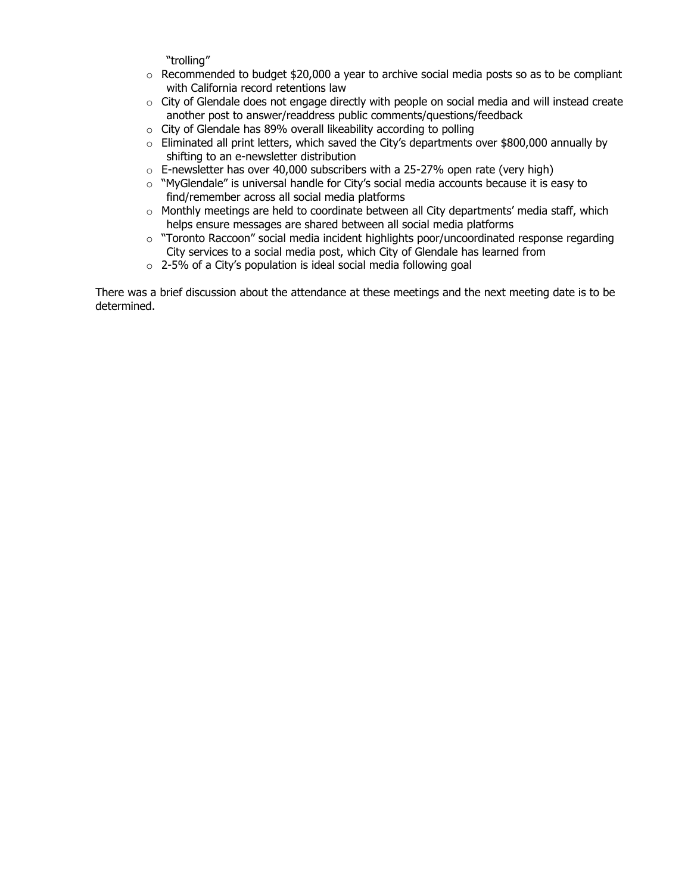"trolling"

- Recommended to budget $20,000 a year to archive social media posts so as to be compliant with California record retentions law
- City of Glendale does not engage directly with people on social media and will instead create another post to answer/readdress public comments/questions/feedback
- City of Glendale has 89% overall likeability according to polling
- Eliminated all print letters, which saved the City's departments over $800,000 annually by shifting to an e-newsletter distribution
- E-newsletter has over 40,000 subscribers with a 25-27% open rate (very high)
- "MyGlendale" is universal handle for City's social media accounts because it is easy to find/remember across all social media platforms
- Monthly meetings are held to coordinate between all City departments' media staff, which helps ensure messages are shared between all social media platforms
- "Toronto Raccoon" social media incident highlights poor/uncoordinated response regarding City services to a social media post, which City of Glendale has learned from
- 2-5% of a City's population is ideal social media following goal

There was a brief discussion about the attendance at these meetings and the next meeting date is to be determined.